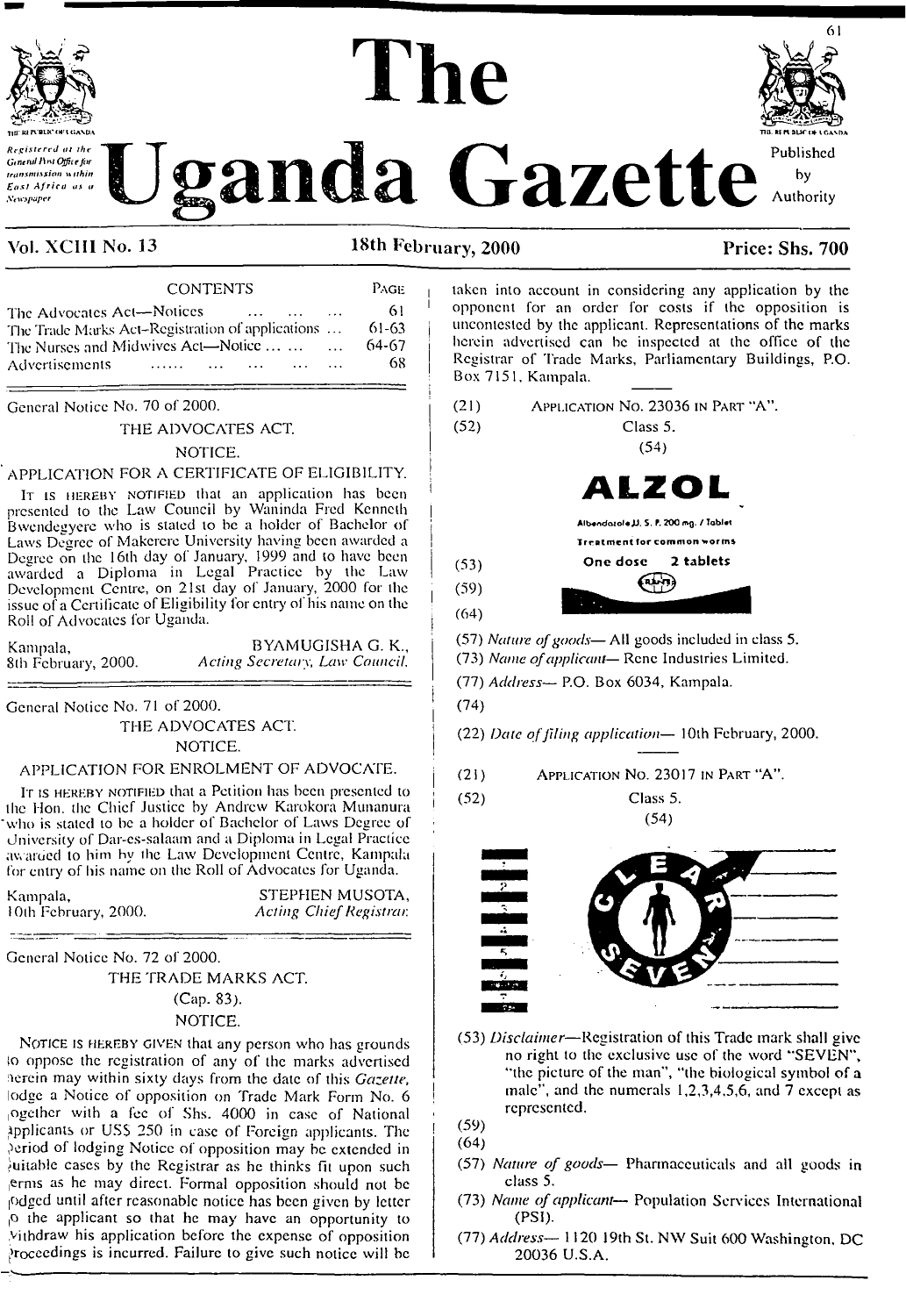# The Uganda Gazette

*Registered at the General Post Office for transmission within East Africa as a Newspaper*

Published by Authority

**Vol. XCIII No. 13** **18th February, 2000** **Price: Shs. 700**

| CONTENTS | PAGE |
|---|---|
| The Advocates Act—Notices ... ... ... | 61 |
| The Trade Marks Act–Registration of applications ... | 61-63 |
| The Nurses and Midwives Act—Notice ... ... ... | 64-67 |
| Advertisements ...... ... ... ... ... | 68 |

General Notice No. 70 of 2000.

THE ADVOCATES ACT.

NOTICE.

APPLICATION FOR A CERTIFICATE OF ELIGIBILITY.

It is hereby notified that an application has been presented to the Law Council by Waninda Fred Kenneth Bwendegyere who is stated to be a holder of Bachelor of Laws Degree of Makerere University having been awarded a Degree on the 16th day of January, 1999 and to have been awarded a Diploma in Legal Practice by the Law Development Centre, on 21st day of January, 2000 for the issue of a Certificate of Eligibility for entry of his name on the Roll of Advocates for Uganda.

Kampala, 8th February, 2000.

BYAMUGISHA G. K., *Acting Secretary, Law Council.*

General Notice No. 71 of 2000.

THE ADVOCATES ACT.

NOTICE.

APPLICATION FOR ENROLMENT OF ADVOCATE.

It is hereby notified that a Petition has been presented to the Hon. the Chief Justice by Andrew Karokora Munanura who is stated to be a holder of Bachelor of Laws Degree of University of Dar-es-salaam and a Diploma in Legal Practice awarded to him by the Law Development Centre, Kampala for entry of his name on the Roll of Advocates for Uganda.

Kampala, 10th February, 2000.

STEPHEN MUSOTA, *Acting Chief Registrar.*

General Notice No. 72 of 2000.

THE TRADE MARKS ACT.

(Cap. 83).

NOTICE.

Notice is hereby given that any person who has grounds to oppose the registration of any of the marks advertised herein may within sixty days from the date of this *Gazette*, lodge a Notice of opposition on Trade Mark Form No. 6 together with a fee of Shs. 4000 in case of National applicants or US$ 250 in case of Foreign applicants. The period of lodging Notice of opposition may be extended in suitable cases by the Registrar as he thinks fit upon such terms as he may direct. Formal opposition should not be lodged until after reasonable notice has been given by letter to the applicant so that he may have an opportunity to withdraw his application before the expense of opposition proceedings is incurred. Failure to give such notice will be taken into account in considering any application by the opponent for an order for costs if the opposition is uncontested by the applicant. Representations of the marks herein advertised can be inspected at the office of the Registrar of Trade Marks, Parliamentary Buildings, P.O. Box 7151, Kampala.

(21) Application No. 23036 in Part "A".

(52) Class 5.

(54)

**ALZOL**

Albendazole U. S. P. 200 mg. / Tablet
Treatment for common worms
One dose 2 tablets

(53)

(59)

(64)

(57) *Nature of goods*— All goods included in class 5.

(73) *Name of applicant*— Rene Industries Limited.

(77) *Address*— P.O. Box 6034, Kampala.

(74)

(22) *Date of filing application*— 10th February, 2000.

(21) Application No. 23017 in Part "A".

(52) Class 5.

(54)

CLEAR SEVEN

(53) *Disclaimer*—Registration of this Trade mark shall give no right to the exclusive use of the word "SEVEN", "the picture of the man", "the biological symbol of a male", and the numerals 1,2,3,4,5,6, and 7 except as represented.

(59)

(64)

(57) *Nature of goods*— Pharmaceuticals and all goods in class 5.

(73) *Name of applicant*— Population Services International (PSI).

(77) *Address*— 1120 19th St. NW Suit 600 Washington, DC 20036 U.S.A.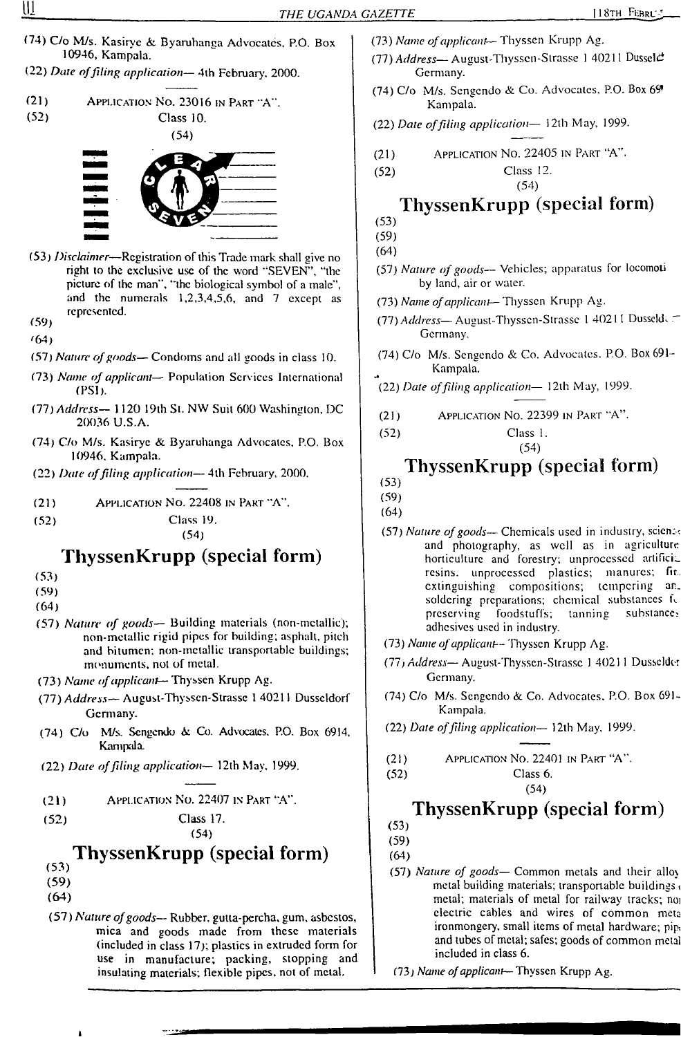(74) C/o M/s. Kasirye & Byaruhanga Advocates, P.O. Box 10946, Kampala.

(22) *Date of filing application*— 4th February, 2000.

---

(21) APPLICATION NO. 23016 IN PART "A".

(52) Class 10.

(54)

(53) *Disclaimer*—Registration of this Trade mark shall give no right to the exclusive use of the word "SEVEN", "the picture of the man", "the biological symbol of a male", and the numerals 1,2,3,4,5,6, and 7 except as represented.

(59)

(64)

(57) *Nature of goods*— Condoms and all goods in class 10.

(73) *Name of applicant*— Population Services International (PSI).

(77) *Address*— 1120 19th St. NW Suit 600 Washington, DC 20036 U.S.A.

(74) C/o M/s. Kasirye & Byaruhanga Advocates, P.O. Box 10946, Kampala.

(22) *Date of filing application*— 4th February, 2000.

---

(21) APPLICATION NO. 22408 IN PART "A".

(52) Class 19.

(54)

## ThyssenKrupp (special form)

(53)

(59)

(64)

(57) *Nature of goods*— Building materials (non-metallic); non-metallic rigid pipes for building; asphalt, pitch and bitumen; non-metallic transportable buildings; monuments, not of metal.

(73) *Name of applicant*— Thyssen Krupp Ag.

(77) *Address*— August-Thyssen-Strasse 1 40211 Dusseldorf Germany.

(74) C/o M/s. Sengendo & Co. Advocates, P.O. Box 6914, Kampala.

(22) *Date of filing application*— 12th May, 1999.

---

(21) APPLICATION NO. 22407 IN PART "A".

(52) Class 17.

(54)

## ThyssenKrupp (special form)

(53)

(59)

(64)

(57) *Nature of goods*— Rubber, gutta-percha, gum, asbestos, mica and goods made from these materials (included in class 17); plastics in extruded form for use in manufacture; packing, stopping and insulating materials; flexible pipes, not of metal.

(73) *Name of applicant*— Thyssen Krupp Ag.

(77) *Address*— August-Thyssen-Strasse 1 40211 Dusseldorf Germany.

(74) C/o M/s. Sengendo & Co. Advocates, P.O. Box 69[14] Kampala.

(22) *Date of filing application*— 12th May, 1999.

---

(21) APPLICATION NO. 22405 IN PART "A".

(52) Class 12.

(54)

## ThyssenKrupp (special form)

(53)

(59)

(64)

(57) *Nature of goods*— Vehicles; apparatus for locomoti[on] by land, air or water.

(73) *Name of applicant*— Thyssen Krupp Ag.

(77) *Address*— August-Thyssen-Strasse 1 40211 Dusseld[orf] Germany.

(74) C/o M/s. Sengendo & Co. Advocates, P.O. Box 691[4] Kampala.

(22) *Date of filing application*— 12th May, 1999.

---

(21) APPLICATION NO. 22399 IN PART "A".

(52) Class 1.

(54)

## ThyssenKrupp (special form)

(53)

(59)

(64)

(57) *Nature of goods*— Chemicals used in industry, scien[ce] and photography, as well as in agriculture horticulture and forestry; unprocessed artifici[al] resins, unprocessed plastics; manures; fir[e] extinguishing compositions; tempering an[d] soldering preparations; chemical substances f[or] preserving foodstuffs; tanning substances adhesives used in industry.

(73) *Name of applicant*— Thyssen Krupp Ag.

(77) *Address*— August-Thyssen-Strasse 1 40211 Dusseldo[rf] Germany.

(74) C/o M/s. Sengendo & Co. Advocates, P.O. Box 691[4] Kampala.

(22) *Date of filing application*— 12th May, 1999.

---

(21) APPLICATION NO. 22401 IN PART "A".

(52) Class 6.

(54)

## ThyssenKrupp (special form)

(53)

(59)

(64)

(57) *Nature of goods*— Common metals and their alloy[s] metal building materials; transportable buildings [of] metal; materials of metal for railway tracks; no[n] electric cables and wires of common meta[l] ironmongery, small items of metal hardware; pip[es] and tubes of metal; safes; goods of common metal included in class 6.

(73) *Name of applicant*— Thyssen Krupp Ag.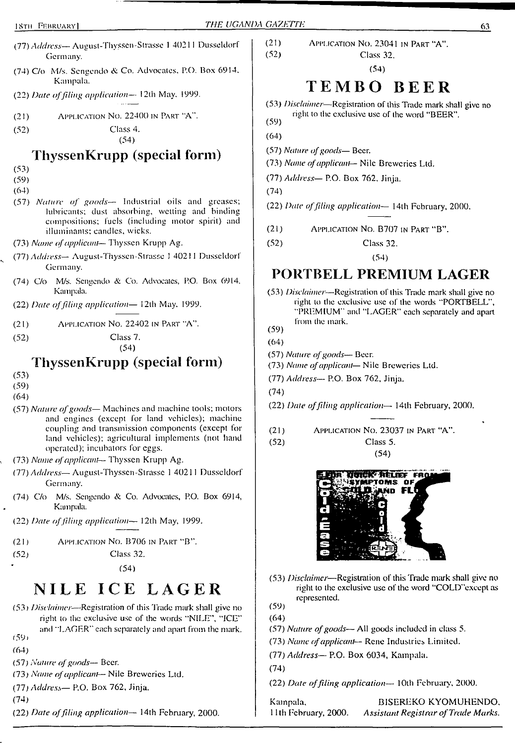(77) *Address*— August-Thyssen-Strasse 1 40211 Dusseldorf Germany.

(74) C/o M/s. Sengendo & Co. Advocates, P.O. Box 6914, Kampala.

(22) *Date of filing application*— 12th May, 1999.

---

(21) Application No. 22400 in Part "A".

(52) Class 4.

(54)

## ThyssenKrupp (special form)

(53)

(59)

(64)

(57) *Nature of goods*— Industrial oils and greases; lubricants; dust absorbing, wetting and binding compositions; fuels (including motor spirit) and illuminants; candles, wicks.

(73) *Name of applicant*— Thyssen Krupp Ag.

(77) *Address*— August-Thyssen-Strasse 1 40211 Dusseldorf Germany.

(74) C/o M/s. Sengendo & Co. Advocates, P.O. Box 6914, Kampala.

(22) *Date of filing application*— 12th May, 1999.

---

(21) Application No. 22402 in Part "A".

(52) Class 7.

(54)

## ThyssenKrupp (special form)

(53)

(59)

(64)

(57) *Nature of goods*— Machines and machine tools; motors and engines (except for land vehicles); machine coupling and transmission components (except for land vehicles); agricultural implements (not hand operated); incubators for eggs.

(73) *Name of applicant*— Thyssen Krupp Ag.

(77) *Address*— August-Thyssen-Strasse 1 40211 Dusseldorf Germany.

(74) C/o M/s. Sengendo & Co. Advocates, P.O. Box 6914, Kampala.

(22) *Date of filing application*— 12th May, 1999.

---

(21) Application No. B706 in Part "B".

(52) Class 32.

(54)

## NILE ICE LAGER

(53) *Disclaimer*—Registration of this Trade mark shall give no right to the exclusive use of the words "NILE", "ICE" and "LAGER" each separately and apart from the mark.

(59)

(64)

(57) *Nature of goods*— Beer.

(73) *Name of applicant*— Nile Breweries Ltd.

(77) *Address*— P.O. Box 762, Jinja.

(74)

(22) *Date of filing application*— 14th February, 2000.

---

(21) Application No. 23041 in Part "A".

(52) Class 32.

(54)

## TEMBO BEER

(53) *Disclaimer*—Registration of this Trade mark shall give no right to the exclusive use of the word "BEER".

(59)

(64)

(57) *Nature of goods*— Beer.

(73) *Name of applicant*— Nile Breweries Ltd.

(77) *Address*— P.O. Box 762, Jinja.

(74)

(22) *Date of filing application*— 14th February, 2000.

---

(21) Application No. B707 in Part "B".

(52) Class 32.

(54)

## PORTBELL PREMIUM LAGER

(53) *Disclaimer*—Registration of this Trade mark shall give no right to the exclusive use of the words "PORTBELL", "PREMIUM" and "LAGER" each separately and apart from the mark.

(59)

(64)

(57) *Nature of goods*— Beer.

(73) *Name of applicant*— Nile Breweries Ltd.

(77) *Address*— P.O. Box 762, Jinja.

(74)

(22) *Date of filing application*— 14th February, 2000.

---

(21) Application No. 23037 in Part "A".

(52) Class 5.

(54)

(53) *Disclaimer*—Registration of this Trade mark shall give no right to the exclusive use of the word "COLD" except as represented.

(59)

(64)

(57) *Nature of goods*— All goods included in class 5.

(73) *Name of applicant*— Rene Industries Limited.

(77) *Address*— P.O. Box 6034, Kampala.

(74)

(22) *Date of filing application*— 10th February, 2000.

Kampala,
11th February, 2000.

BISEREKO KYOMUHENDO,
*Assistant Registrar of Trade Marks.*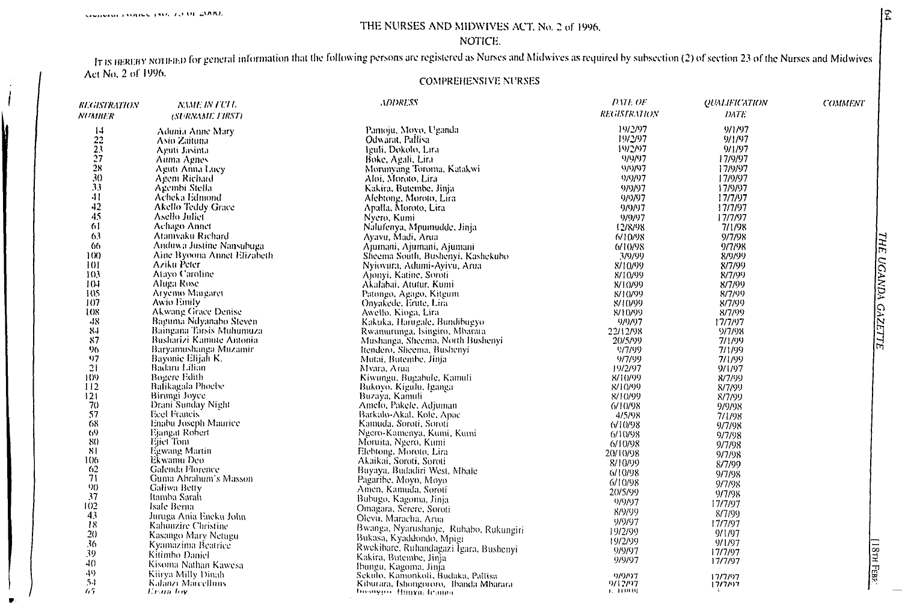# THE NURSES AND MIDWIVES ACT, No. 2 of 1996.

## NOTICE.

It is hereby notified for general information that the following persons are registered as Nurses and Midwives as required by subsection (2) of section 23 of the Nurses and Midwives Act No. 2 of 1996.

### COMPREHENSIVE NURSES

| *REGISTRATION NUMBER* | *NAME IN FULL (SURNAME FIRST)* | *ADDRESS* | *DATE OF REGISTRATION* | *QUALIFICATION DATE* | *COMMENT* |
|---|---|---|---|---|---|
| 14 | Adunia Anne Mary | Pamoju, Moyo, Uganda | 19/2/97 | 9/1/97 | |
| 22 | Asio Zaituna | Odwarat, Pallisa | 19/2/97 | 9/1/97 | |
| 23 | Aguti Jasinta | Iguli, Dokolo, Lira | 19/2/97 | 9/1/97 | |
| 27 | Auma Agnes | Boke, Agali, Lira | 9/9/97 | 17/9/97 | |
| 28 | Aguti Anna Lucy | Morunyang Toroma, Katakwi | 9/9/97 | 17/9/97 | |
| 30 | Agem Richard | Aloi, Moroto, Lira | 9/9/97 | 17/9/97 | |
| 33 | Agembi Stella | Kakira, Butembe, Jinja | 9/9/97 | 17/9/97 | |
| 41 | Acheka Edmond | Alebtong, Moroto, Lira | 9/9/97 | 17/7/97 | |
| 42 | Akello Teddy Grace | Apalla, Moroto, Lira | 9/9/97 | 17/7/97 | |
| 45 | Asello Juliet | Nyero, Kumi | 9/9/97 | 17/7/97 | |
| 61 | Achago Annet | Nalufenya, Mpumudde, Jinja | 12/8/98 | 7/1/98 | |
| 63 | Atamvaku Richard | Ayavu, Madi, Arua | 6/10/98 | 9/7/98 | |
| 66 | Anduwa Justine Nansubuga | Ajumani, Ajumani, Ajumani | 6/10/98 | 9/7/98 | |
| 100 | Aine Byoona Annet Elizabeth | Sheema South, Bushenyi, Kashekubo | 3/9/99 | 8/9/99 | |
| 101 | Aziku Peter | Nyiovura, Adumi-Ayivu, Arua | 8/10/99 | 8/7/99 | |
| 103 | Atayo Caroline | Ajonyi, Katine, Soroti | 8/10/99 | 8/7/99 | |
| 104 | Aluga Rose | Akalabai, Atutur, Kumi | 8/10/99 | 8/7/99 | |
| 105 | Aryemo Margaret | Patongo, Agago, Kitgum | 8/10/99 | 8/7/99 | |
| 107 | Awio Emily | Onyakede, Erute, Lira | 8/10/99 | 8/7/99 | |
| 108 | Akwang Grace Denise | Awello, Kioga, Lira | 8/10/99 | 8/7/99 | |
| 48 | Baguma Ndyanabo Steven | Kakuka, Harugale, Bundibugyo | 9/9/97 | 17/7/97 | |
| 84 | Baingana Tarsis Muhumuza | Rwamurunga, Isingiro, Mbarara | 22/12/98 | 9/7/98 | |
| 87 | Busharizi Kamute Antonia | Mushanga, Sheema, North Bushenyi | 20/5/99 | 7/1/99 | |
| 96 | Baryamushanga Muzamir | Itendero, Sheema, Bushenyi | 9/7/99 | 7/1/99 | |
| 97 | Bayonie Elijah K. | Mutai, Butembe, Jinja | 9/7/99 | 7/1/99 | |
| 21 | Badaru Lilian | Mvara, Arua | 19/2/97 | 9/1/97 | |
| 109 | Bogere Edith | Kiwungu, Bugabule, Kamuli | 8/10/99 | 8/7/99 | |
| 112 | Bafikagala Phoebe | Bukoyo, Kigulu, Iganga | 8/10/99 | 8/7/99 | |
| 121 | Birungi Joyce | Buzaya, Kamuli | 8/10/99 | 8/7/99 | |
| 70 | Drani Sunday Night | Amelo, Pakele, Adjuman | 6/10/98 | 9/9/98 | |
| 57 | Ecel Francis | Barkalo-Akal, Kole, Apac | 4/5/98 | 7/1/98 | |
| 68 | Enabu Joseph Maurice | Kamuda, Soroti, Soroti | 6/10/98 | 9/7/98 | |
| 69 | Ejangat Robert | Ngero-Kamenya, Kumi, Kumi | 6/10/98 | 9/7/98 | |
| 80 | Ejiet Tom | Moruita, Ngero, Kumi | 6/10/98 | 9/7/98 | |
| 81 | Egwang Martin | Elebtong, Moroto, Lira | 20/10/98 | 9/7/98 | |
| 106 | Ekwamu Deo | Akaikai, Soroti, Soroti | 8/10/99 | 8/7/99 | |
| 62 | Galenda Florence | Buyaya, Budadiri West, Mbale | 6/10/98 | 9/7/98 | |
| 71 | Guma Abrahum's Masson | Pagaribe, Moyo, Moyo | 6/10/98 | 9/7/98 | |
| 90 | Galiwa Betty | Amen, Kamuda, Soroti | 20/5/99 | 9/7/98 | |
| 37 | Itamba Sarah | Bubugo, Kagoma, Jinja | 9/9/97 | 17/7/97 | |
| 102 | Isafe Berna | Omagara, Serere, Soroti | 8/9/99 | 8/7/99 | |
| 43 | Juruga Ania Eneku John | Olevu, Maracha, Arua | 9/9/97 | 17/7/97 | |
| 18 | Kahunzire Christine | Bwanga, Nyarushanje, Rubabo, Rukungiri | 19/2/99 | 9/1/97 | |
| 20 | Kasango Mary Netugu | Bukasa, Kyaddondo, Mpigi | 19/2/99 | 9/1/97 | |
| 36 | Kyamazima Beatrice | Rwekibare, Ruhandagazi Igara, Bushenyi | 9/9/97 | 17/7/97 | |
| 39 | Kitimbo Daniel | Kakira, Butembe, Jinja | 9/9/97 | 17/7/97 | |
| 40 | Kisoma Nathan Kawesa | Ibungu, Kagoma, Jinja | | | |
| 49 | Kiirya Milly Dinah | Sekulo, Kamonkoli, Budaka, Pallisa | 9/9/97 | 17/7/97 | |
| 54 | Kalanzi Marcellms | Kiburara, Ishongororo, Ibanda Mbarara | 9/12/97 | 17/7/97 | |
| 65 | Kyomu Joy | Ibuyenyo, Hunyu, Ibanda | | | |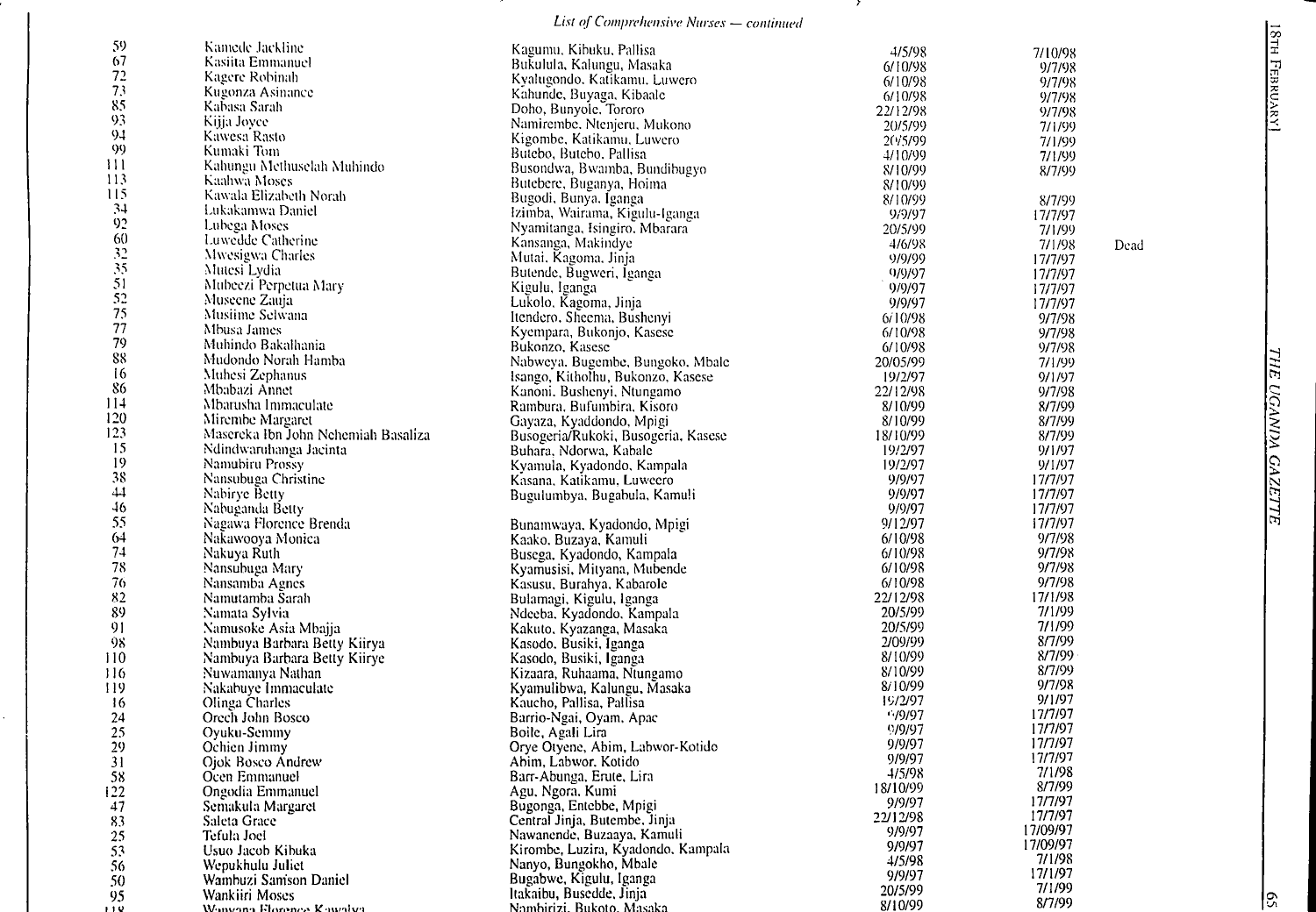*List of Comprehensive Nurses — continued*

| | | | | | |
|---|---|---|---|---|---|
| 59 | Kamede Jackline | Kagumu, Kibuku, Pallisa | 4/5/98 | 7/10/98 | |
| 67 | Kasiita Emmanuel | Bukulula, Kalungu, Masaka | 6/10/98 | 9/7/98 | |
| 72 | Kagere Robinah | Kyalugondo, Katikamu, Luwero | 6/10/98 | 9/7/98 | |
| 73 | Kugonza Asinance | Kahunde, Buyaga, Kibaale | 6/10/98 | 9/7/98 | |
| 85 | Kabasa Sarah | Doho, Bunyole, Tororo | 22/12/98 | 9/7/98 | |
| 93 | Kijja Joyce | Namirembe, Ntenjeru, Mukono | 20/5/99 | 7/1/99 | |
| 94 | Kawesa Rasto | Kigombe, Katikamu, Luwero | 20/5/99 | 7/1/99 | |
| 99 | Kumaki Tom | Butebo, Butebo, Pallisa | 4/10/99 | 7/1/99 | |
| 111 | Kahungu Methuselah Muhindo | Busondwa, Bwamba, Bundibugyo | 8/10/99 | 8/7/99 | |
| 113 | Kaahwa Moses | Butebere, Buganya, Hoima | 8/10/99 | | |
| 115 | Kawala Elizabeth Norah | Bugodi, Bunya, Iganga | 8/10/99 | 8/7/99 | |
| 34 | Lukakamwa Daniel | Izimba, Wairama, Kigulu-Iganga | 9/9/97 | 17/7/97 | |
| 92 | Lubega Moses | Nyamitanga, Isingiro, Mbarara | 20/5/99 | 7/1/99 | |
| 60 | Luwedde Catherine | Kansanga, Makindye | 4/6/98 | 7/1/98 | Dead |
| 32 | Mwesigwa Charles | Mutai, Kagoma, Jinja | 9/9/99 | 17/7/97 | |
| 35 | Mutesi Lydia | Butende, Bugweri, Iganga | 9/9/97 | 17/7/97 | |
| 51 | Mubeezi Perpetua Mary | Kigulu, Iganga | 9/9/97 | 17/7/97 | |
| 52 | Museene Zauja | Lukolo, Kagoma, Jinja | 9/9/97 | 17/7/97 | |
| 75 | Musiime Selwana | Itendero, Sheema, Bushenyi | 6/10/98 | 9/7/98 | |
| 77 | Mbusa James | Kyempara, Bukonjo, Kasese | 6/10/98 | 9/7/98 | |
| 79 | Muhindo Bakalhania | Bukonzo, Kasese | 6/10/98 | 9/7/98 | |
| 88 | Mudondo Norah Hamba | Nabweya, Bugembe, Bungoko, Mbale | 20/05/99 | 7/1/99 | |
| 16 | Muhesi Zephanus | Isango, Kitholhu, Bukonzo, Kasese | 19/2/97 | 9/1/97 | |
| 86 | Mbabazi Annet | Kanoni, Bushenyi, Ntungamo | 22/12/98 | 9/7/98 | |
| 114 | Mbarusha Immaculate | Rambura, Bufumbira, Kisoro | 8/10/99 | 8/7/99 | |
| 120 | Mirembe Margaret | Gayaza, Kyaddondo, Mpigi | 8/10/99 | 8/7/99 | |
| 123 | Masereka Ibn John Nehemiah Basaliza | Busogeria/Rukoki, Busogeria, Kasese | 18/10/99 | 8/7/99 | |
| 15 | Ndindwaruhanga Jacinta | Buhara, Ndorwa, Kabale | 19/2/97 | 9/1/97 | |
| 19 | Namubiru Prossy | Kyamula, Kyadondo, Kampala | 19/2/97 | 9/1/97 | |
| 38 | Nansubuga Christine | Kasana, Katikamu, Luweero | 9/9/97 | 17/7/97 | |
| 44 | Nabirye Betty | Bugulumbya, Bugabula, Kamuli | 9/9/97 | 17/7/97 | |
| 46 | Nabuganda Betty | | 9/9/97 | 17/7/97 | |
| 55 | Nagawa Florence Brenda | Bunamwaya, Kyadondo, Mpigi | 9/12/97 | 17/7/97 | |
| 64 | Nakawooya Monica | Kaako, Buzaya, Kamuli | 6/10/98 | 9/7/98 | |
| 74 | Nakuya Ruth | Busega, Kyadondo, Kampala | 6/10/98 | 9/7/98 | |
| 78 | Nansubuga Mary | Kyamusisi, Mityana, Mubende | 6/10/98 | 9/7/98 | |
| 76 | Nansamba Agnes | Kasusu, Burahya, Kabarole | 6/10/98 | 9/7/98 | |
| 82 | Namutamba Sarah | Bulamagi, Kigulu, Iganga | 22/12/98 | 17/1/98 | |
| 89 | Namata Sylvia | Ndeeba, Kyadondo, Kampala | 20/5/99 | 7/1/99 | |
| 91 | Namusoke Asia Mbajja | Kakuto, Kyazanga, Masaka | 20/5/99 | 7/1/99 | |
| 98 | Nambuya Barbara Betty Kiirya | Kasodo, Busiki, Iganga | 2/09/99 | 8/7/99 | |
| 110 | Nambuya Barbara Betty Kiirye | Kasodo, Busiki, Iganga | 8/10/99 | 8/7/99 | |
| 116 | Nuwamanya Nathan | Kizaara, Ruhaama, Ntungamo | 8/10/99 | 8/7/99 | |
| 119 | Nakabuye Immaculate | Kyamulibwa, Kalungu, Masaka | 8/10/99 | 9/7/98 | |
| 16 | Olinga Charles | Kaucho, Pallisa, Pallisa | 19/2/97 | 9/1/97 | |
| 24 | Orech John Bosco | Barrio-Ngai, Oyam, Apac | 9/9/97 | 17/7/97 | |
| 25 | Oyuku-Semmy | Boile, Agali Lira | 9/9/97 | 17/7/97 | |
| 29 | Ochien Jimmy | Orye Otyene, Abim, Labwor-Kotido | 9/9/97 | 17/7/97 | |
| 31 | Ojok Bosco Andrew | Abim, Labwor, Kotido | 9/9/97 | 17/7/97 | |
| 58 | Ocen Emmanuel | Barr-Abunga, Erute, Lira | 4/5/98 | 7/1/98 | |
| 122 | Ongodia Emmanuel | Agu, Ngora, Kumi | 18/10/99 | 8/7/99 | |
| 47 | Semakula Margaret | Bugonga, Entebbe, Mpigi | 9/9/97 | 17/7/97 | |
| 83 | Saleta Grace | Central Jinja, Butembe, Jinja | 22/12/98 | 17/7/97 | |
| 25 | Tefula Joel | Nawanende, Buzaaya, Kamuli | 9/9/97 | 17/09/97 | |
| 53 | Usuo Jacob Kibuka | Kirombe, Luzira, Kyadondo, Kampala | 9/9/97 | 17/09/97 | |
| 56 | Wepukhulu Juliet | Nanyo, Bungokho, Mbale | 4/5/98 | 7/1/98 | |
| 50 | Wambuzi Samson Daniel | Bugabwe, Kigulu, Iganga | 9/9/97 | 17/1/97 | |
| 95 | Wankiiri Moses | Itakaibu, Busedde, Jinja | 20/5/99 | 7/1/99 | |
| 118 | Wanyana Florence Kawalya | Nambirizi, Bukoto, Masaka | 8/10/99 | 8/7/99 | |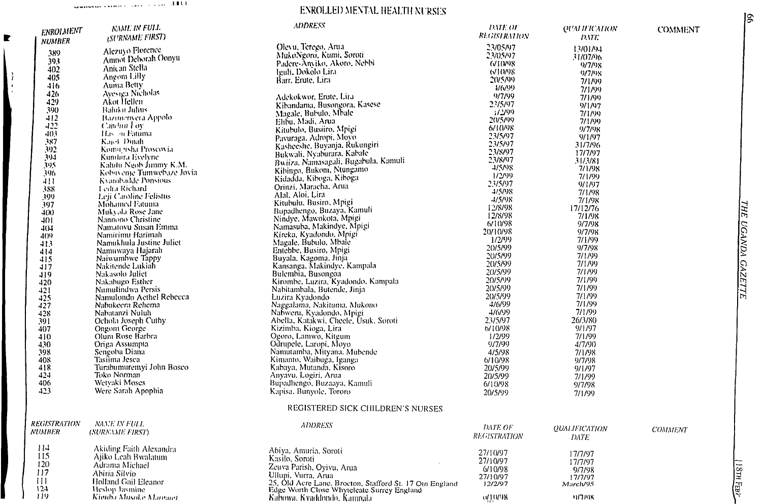## ENROLLED MENTAL HEALTH NURSES

| ENROLMENT NUMBER | NAME IN FULL (SURNAME FIRST) | ADDRESS | DATE OF REGISTRATION | QUALIFICATION DATE | COMMENT |
|---|---|---|---|---|---|
| 389 | Alezuyo Florence | Olevu, Terego, Arua | 23/05/97 | 13/01/94 | |
| 393 | Amnot Deborah Oonyu | MukoNgoro, Kumi, Soroti | 23/05/97 | 31/07/96 | |
| 402 | Anican Stella | Padere-Anyiko, Akoro, Nebbi | 6/10/98 | 9/7/98 | |
| 405 | Angom Lilly | Iguli, Dokolo Lira | 6/10/98 | 9/7/98 | |
| 416 | Auma Betty | Barr, Erute, Lira | 20/5/99 | 7/1/99 | |
| 426 | Ayesiga Nicholas | | 4/6/99 | 7/1/99 | |
| 429 | Akot Hellen | Adekokwor, Erute, Lira | 9/7/99 | 7/1/99 | |
| 390 | Baluku Julius | Kibandama, Busongora, Kasese | 23/5/97 | 9/1/97 | |
| 412 | Bazimenyera Appolo | Magale, Bubulo, Mbale | 1/2/99 | 7/1/99 | |
| 422 | Candiru Loy | Ebibu, Madi, Arua | 20/5/99 | 7/1/99 | |
| 403 | Hassan Fatuma | Kitubulo, Busiiro, Mpigi | 6/10/98 | 9/7/98 | |
| 387 | Kajoh Dinah | Pavuraga, Adropi, Moyo | 23/5/97 | 9/1/97 | |
| 392 | Komunisha Proscovia | Kasheeshe, Buyanja, Rukungiri | 23/5/97 | 31/7/96 | |
| 394 | Kumbira Evelyne | Bukwali, Nyaburara, Kabale | 23/8/97 | 17/7/97 | |
| 395 | Kalulu Ngoh Jimmy K.M. | Bwiiza, Namasagali, Bugabula, Kamuli | 23/8/97 | 31/3/81 | |
| 396 | Kobuyenje Tumwebaze Jovia | Kibingo, Bukomi, Ntungamo | 4/5/98 | 7/1/98 | |
| 411 | Kyambadde Ponsious | Kidadda, Kiboga, Kiboga | 1/2/99 | 7/1/99 | |
| 388 | Ledra Richard | Orinzi, Maracha, Arua | 23/5/97 | 9/1/97 | |
| 399 | Leji Caroline Felistus | Alal, Aloi, Lira | 4/5/98 | 7/1/98 | |
| 397 | Mohamed Fatuma | Kitubulu, Busiro, Mpigi | 4/5/98 | 7/1/98 | |
| 400 | Mukyala Rose Jane | Bupadhengo, Buzaya, Kamuli | 12/8/98 | 17/12/76 | |
| 401 | Nannono Christine | Nindye, Mawokota, Mpigi | 12/8/98 | 7/1/98 | |
| 404 | Namatovu Susan Emma | Namasuba, Makindye, Mpigi | 6/10/98 | 9/7/98 | |
| 409 | Namirimu Harimah | Kireka, Kyadondo, Mpigi | 20/10/98 | 9/7/98 | |
| 413 | Namukhula Justine Juliet | Magale, Bubulo, Mbale | 1/2/99 | 7/1/99 | |
| 414 | Namuwaya Hajarah | Entebbe, Busiro, Mpigi | 20/5/99 | 9/7/98 | |
| 415 | Naiwumbwe Tappy | Buyala, Kagoma, Jinja | 20/5/99 | 7/1/99 | |
| 417 | Nakitende Lukiah | Kansanga, Makindye, Kampala | 20/5/99 | 7/1/99 | |
| 419 | Nakasolo Juliet | Bulembia, Busongoa | 20/5/99 | 7/1/99 | |
| 420 | Nakabugo Esther | Kirombe, Luzira, Kyadondo, Kampala | 20/5/99 | 7/1/99 | |
| 421 | Numulindwa Persis | Nabitambala, Butende, Jinja | 20/5/99 | 7/1/99 | |
| 425 | Namulondo Aethel Rebecca | Luzira Kyadondo | 20/5/99 | 7/1/99 | |
| 427 | Nabukeera Rehema | Naggalama, Nakituma, Mukono | 4/6/99 | 7/1/99 | |
| 428 | Nabatanzi Nuluh | Nabweru, Kyadondo, Mpigi | 4/6/99 | 7/1/99 | |
| 391 | Ochola Joseph Cuthy | Abella, Katakwi, Cheele, Usuk, Soroti | 23/5/97 | 26/3/80 | |
| 407 | Ongom George | Kizimba, Kioga, Lira | 6/10/98 | 9/1/97 | |
| 410 | Olum Rose Barbra | Ogoro, Lamwo, Kitgum | 1/2/99 | 7/1/99 | |
| 430 | Origa Assumpta | Odrupele, Laropi, Moyo | 9/7/99 | 4/7/90 | |
| 398 | Sengoba Diana | Namutamba, Mityana, Mubende | 4/5/98 | 7/1/98 | |
| 408 | Tasiima Jesca | Kimanto, Waibuga, Iganga | 6/10/98 | 9/7/98 | |
| 418 | Turabumuremyi John Bosco | Kabaya, Mutanda, Kisoro | 20/5/99 | 9/1/97 | |
| 424 | Toko Norman | Anyavu, Logiri, Arua | 20/5/99 | 7/1/99 | |
| 406 | Wetyaki Moses | Bupadhengo, Buzaaya, Kamuli | 6/10/98 | 9/7/98 | |
| 423 | Were Sarah Apophia | Kapisa, Bunyole, Tororo | 20/5/99 | 7/1/99 | |

## REGISTERED SICK CHILDREN'S NURSES

| REGISTRATION NUMBER | NAME IN FULL (SURNAME FIRST) | ADDRESS | DATE OF REGISTRATION | QUALIFICATION DATE | COMMENT |
|---|---|---|---|---|---|
| 114 | Akiding Faith Alexandra | Abiya, Amuria, Soroti | 27/10/97 | 17/7/97 | |
| 115 | Ajiko Leah Bwalatum | Kasilo, Soroti | 27/10/97 | 17/7/97 | |
| 120 | Adrama Michael | Zeuva Parish, Oyivu, Arua | 6/10/98 | 9/7/98 | |
| 117 | Abiria Silvio | Ullupi, Vurra, Arua | 27/10/97 | 17/7/97 | |
| 111 | Holland Gail Eleanor | 25, Old Acre Lane, Brocton, Stafford St. 17 Oin England | 12/2/97 | March/95 | |
| 124 | Heslop Jasmine | Edge Worth Close Whyteleate Surrey England | | | |
| 119 | Kimba Musoke Margaret | Kabowa, Kyaddondo, Kampala | 6/10/98 | 9/7/98 | |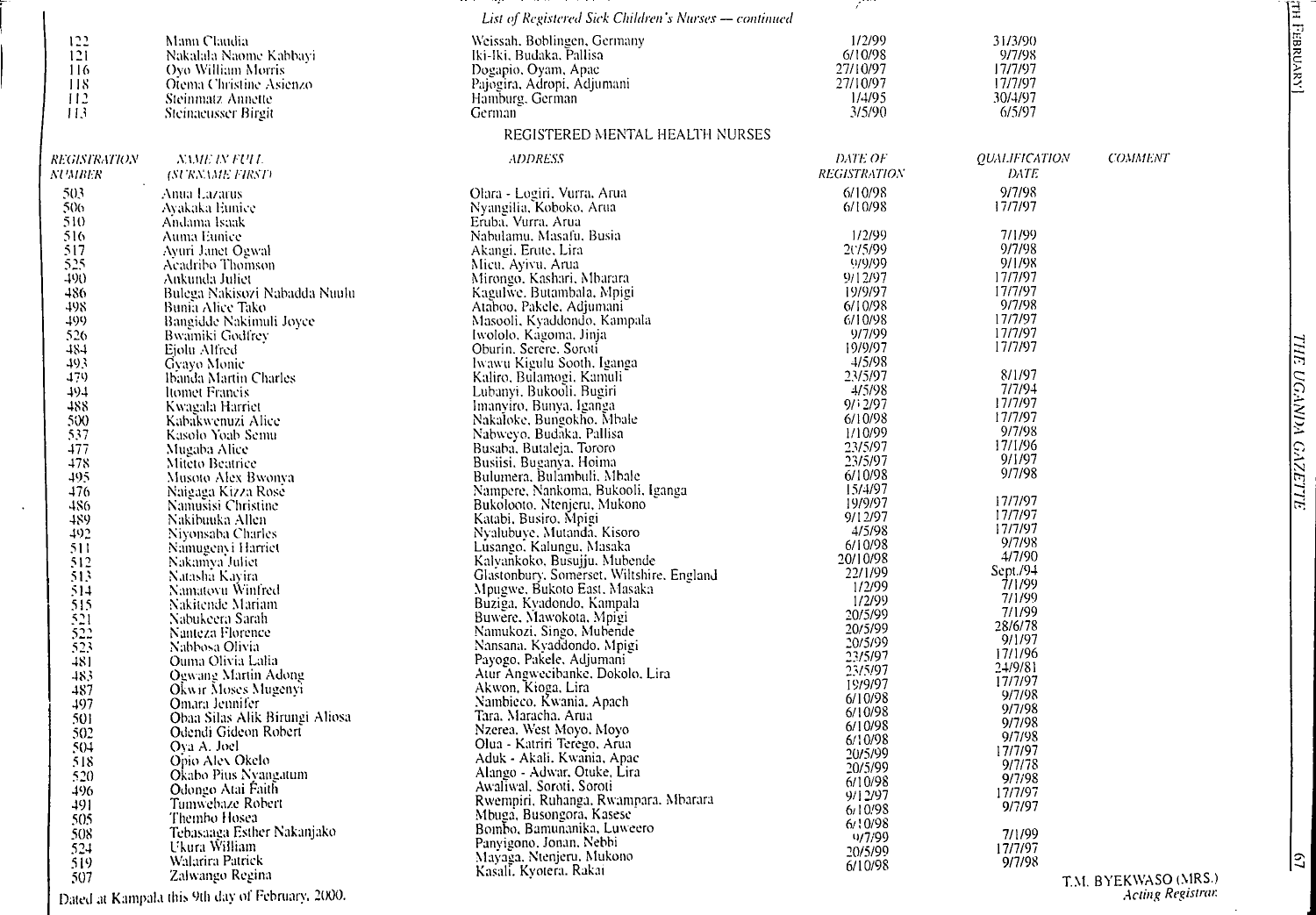*List of Registered Sick Children's Nurses — continued*

| | | | | |
|---|---|---|---|---|
| 122 | Mann Claudia | Weissah, Boblingen, Germany | 1/2/99 | 31/3/90 |
| 121 | Nakalala Naome Kabbayi | Iki-Iki, Budaka, Pallisa | 6/10/98 | 9/7/98 |
| 116 | Oyo William Morris | Dogapio, Oyam, Apac | 27/10/97 | 17/7/97 |
| 118 | Otema Christine Asienzo | Pajogira, Adropi, Adjumani | 27/10/97 | 17/7/97 |
| 112 | Steinmatz Annette | Hamburg, German | 1/4/95 | 30/4/97 |
| 113 | Steinaeusser Birgit | German | 3/5/90 | 6/5/97 |

## REGISTERED MENTAL HEALTH NURSES

| *REGISTRATION NUMBER* | *NAME IN FULL (SURNAME FIRST)* | *ADDRESS* | *DATE OF REGISTRATION* | *QUALIFICATION DATE* | *COMMENT* |
|---|---|---|---|---|---|
| 503 | Anua Lazarus | Olara - Logiri, Vurra, Arua | 6/10/98 | 9/7/98 | |
| 506 | Ayakaka Eunice | Nyangilia, Koboko, Arua | 6/10/98 | 17/7/97 | |
| 510 | Andama Isaak | Eruba, Vurra, Arua | | | |
| 516 | Auma Eunice | Nabulamu, Masafu, Busia | 1/2/99 | 7/1/99 | |
| 517 | Ayuri Janet Ogwal | Akangi, Erute, Lira | 20/5/99 | 9/7/98 | |
| 525 | Acadribo Thomson | Micu, Ayivu, Arua | 9/9/99 | 9/1/98 | |
| 490 | Ankunda Juliet | Mirongo, Kashari, Mbarara | 9/12/97 | 17/7/97 | |
| 486 | Bulega Nakisozi Nabadda Nuulu | Kagulwe, Butambala, Mpigi | 19/9/97 | 17/7/97 | |
| 498 | Bunia Alice Tako | Ataboo, Pakele, Adjumani | 6/10/98 | 9/7/98 | |
| 499 | Bangidde Nakimuli Joyce | Masooli, Kyaddondo, Kampala | 6/10/98 | 17/7/97 | |
| 526 | Bwamiki Godfrey | Iwololo, Kagoma, Jinja | 9/7/99 | 17/7/97 | |
| 484 | Ejolu Alfred | Oburin, Serere, Soroti | 19/9/97 | 17/7/97 | |
| 493 | Gyayo Monic | Iwawu Kigulu Sooth, Iganga | 4/5/98 | | |
| 479 | Ibanda Martin Charles | Kaliro, Bulamogi, Kamuli | 23/5/97 | 8/1/97 | |
| 494 | Itomet Francis | Lubanyi, Bukooli, Bugiri | 4/5/98 | 7/7/94 | |
| 488 | Kwagala Harriet | Imanyiro, Bunya, Iganga | 9/12/97 | 17/7/97 | |
| 500 | Kabakwenuzi Alice | Nakaloke, Bungokho, Mbale | 6/10/98 | 17/7/97 | |
| 537 | Kasolo Yoab Semu | Nabweyo, Budaka, Pallisa | 1/10/99 | 9/7/98 | |
| 477 | Mugaba Alice | Busaba, Butaleja, Tororo | 23/5/97 | 17/1/96 | |
| 478 | Miteto Beatrice | Busiisi, Buganya, Hoima | 23/5/97 | 9/1/97 | |
| 495 | Musoto Alex Bwonya | Bulumera, Bulambuli, Mbale | 6/10/98 | 9/7/98 | |
| 476 | Naigaga Kizza Rose | Nampere, Nankoma, Bukooli, Iganga | 15/4/97 | | |
| 486 | Namusisi Christine | Bukolooto, Ntenjeru, Mukono | 19/9/97 | 17/7/97 | |
| 489 | Nakibuuka Allen | Katabi, Busiro, Mpigi | 9/12/97 | 17/7/97 | |
| 492 | Niyonsaba Charles | Nyalubuye, Mutanda, Kisoro | 4/5/98 | 17/7/97 | |
| 511 | Namugenyi Harriet | Lusango, Kalungu, Masaka | 6/10/98 | 9/7/98 | |
| 512 | Nakamya Juliet | Kalyankoko, Busujju, Mubende | 20/10/98 | 4/7/90 | |
| 513 | Natasha Kayira | Glastonbury, Somerset, Wiltshire, England | 22/1/99 | Sept./94 | |
| 514 | Namatovu Winfred | Mpugwe, Bukoto East, Masaka | 1/2/99 | 7/1/99 | |
| 515 | Nakitende Mariam | Buziga, Kyadondo, Kampala | 1/2/99 | 7/1/99 | |
| 521 | Nabukeera Sarah | Buwere, Mawokota, Mpigi | 20/5/99 | 7/1/99 | |
| 522 | Nanteza Florence | Namukozi, Singo, Mubende | 20/5/99 | 28/6/78 | |
| 523 | Nabbosa Olivia | Nansana, Kyaddondo, Mpigi | 20/5/99 | 9/1/97 | |
| 481 | Ouma Olivia Lalia | Payogo, Pakele, Adjumani | 23/5/97 | 17/1/96 | |
| 483 | Ogwang Martin Adong | Atur Angwecibanke, Dokolo, Lira | 23/5/97 | 24/9/81 | |
| 487 | Okwir Moses Mugenyi | Akwon, Kioga, Lira | 19/9/97 | 17/7/97 | |
| 497 | Omara Jennifer | Nambieco, Kwania, Apach | 6/10/98 | 9/7/98 | |
| 501 | Obaa Silas Alik Birungi Aliosa | Tara, Maracha, Arua | 6/10/98 | 9/7/98 | |
| 502 | Odendi Gideon Robert | Nzerea, West Moyo, Moyo | 6/10/98 | 9/7/98 | |
| 504 | Oya A. Joel | Olua - Katriri Terego, Arua | 6/10/98 | 9/7/98 | |
| 518 | Opio Alex Okelo | Aduk - Akali, Kwania, Apac | 20/5/99 | 17/7/97 | |
| 520 | Okabo Pius Nyangatum | Alango - Adwar, Otuke, Lira | 20/5/99 | 9/7/78 | |
| 496 | Odongo Atai Faith | Awaliwal, Soroti, Soroti | 6/10/98 | 9/7/98 | |
| 491 | Tumwebaze Robert | Rwempiri, Ruhanga, Rwampara, Mbarara | 9/12/97 | 17/7/97 | |
| 505 | Thembo Hosea | Mbuga, Busongora, Kasese | 6/10/98 | 9/7/97 | |
| 508 | Tebasaaga Esther Nakanjako | Bombo, Bamunanika, Luweero | 6/10/98 | | |
| 524 | Ukura William | Panyigono, Jonan, Nebbi | 9/7/99 | 7/1/99 | |
| 519 | Walarira Patrick | Mayaga, Ntenjeru, Mukono | 20/5/99 | 17/7/97 | |
| 507 | Zalwango Regina | Kasali, Kyotera, Rakai | 6/10/98 | 9/7/98 | |

Dated at Kampala this 9th day of February, 2000.

T.M. BYEKWASO (MRS.)
*Acting Registrar.*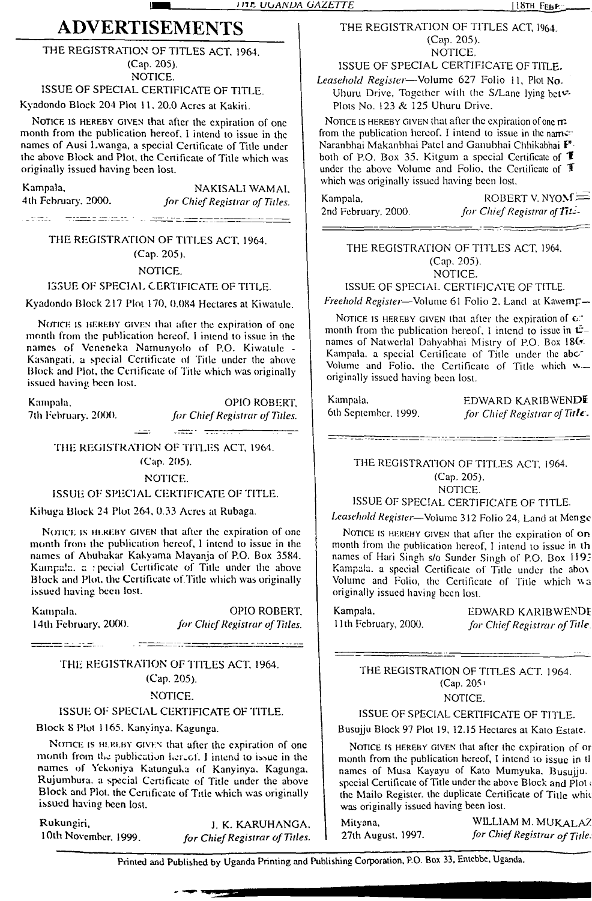# ADVERTISEMENTS

THE REGISTRATION OF TITLES ACT, 1964.
(Cap. 205).
NOTICE.
ISSUE OF SPECIAL CERTIFICATE OF TITLE.

Kyadondo Block 204 Plot 11, 20.0 Acres at Kakiri.

NOTICE IS HEREBY GIVEN that after the expiration of one month from the publication hereof, I intend to issue in the names of Ausi Lwanga, a special Certificate of Title under the above Block and Plot, the Certificate of Title which was originally issued having been lost.

Kampala, 4th February, 2000.

NAKISALI WAMAI, *for Chief Registrar of Titles.*

---

THE REGISTRATION OF TITLES ACT, 1964.
(Cap. 205).
NOTICE.
ISSUE OF SPECIAL CERTIFICATE OF TITLE.

Kyadondo Block 217 Plot 170, 0.084 Hectares at Kiwatule.

NOTICE IS HEREBY GIVEN that after the expiration of one month from the publication hereof, I intend to issue in the names of Veneneka Namunyolo of P.O. Kiwatule - Kasangati, a special Certificate of Title under the above Block and Plot, the Certificate of Title which was originally issued having been lost.

Kampala, 7th February, 2000.

OPIO ROBERT, *for Chief Registrar of Titles.*

---

THE REGISTRATION OF TITLES ACT, 1964.
(Cap. 205).
NOTICE.
ISSUE OF SPECIAL CERTIFICATE OF TITLE.

Kibuga Block 24 Plot 264, 0.33 Acres at Rubaga.

NOTICE IS HEREBY GIVEN that after the expiration of one month from the publication hereof, I intend to issue in the names of Abubakar Kakyama Mayanja of P.O. Box 3584, Kampala, a special Certificate of Title under the above Block and Plot, the Certificate of Title which was originally issued having been lost.

Kampala, 14th February, 2000.

OPIO ROBERT, *for Chief Registrar of Titles.*

---

THE REGISTRATION OF TITLES ACT, 1964.
(Cap. 205).
NOTICE.
ISSUE OF SPECIAL CERTIFICATE OF TITLE.

Block 8 Plot 1165, Kanyinya, Kagunga.

NOTICE IS HEREBY GIVEN that after the expiration of one month from the publication hereof, I intend to issue in the names of Yekoniya Katunguka of Kanyinya, Kagunga, Rujumbura, a special Certificate of Title under the above Block and Plot, the Certificate of Title which was originally issued having been lost.

Rukungiri, 10th November, 1999.

J. K. KARUHANGA, *for Chief Registrar of Titles.*

---

THE REGISTRATION OF TITLES ACT, 1964.
(Cap. 205).
NOTICE.
ISSUE OF SPECIAL CERTIFICATE OF TITLE.

*Leasehold Register*—Volume 627 Folio 11, Plot No. Uhuru Drive, Together with the S/Lane lying betw Plots No. 123 & 125 Uhuru Drive.

NOTICE IS HEREBY GIVEN that after the expiration of one m from the publication hereof, I intend to issue in the name Naranbhai Makanbhai Patel and Ganubhai Chhikabhai P both of P.O. Box 35, Kitgum a special Certificate of T under the above Volume and Folio, the Certificate of T which was originally issued having been lost.

Kampala, 2nd February, 2000.

ROBERT V. NYOM *for Chief Registrar of Tit*

---

THE REGISTRATION OF TITLES ACT, 1964.
(Cap. 205).
NOTICE.
ISSUE OF SPECIAL CERTIFICATE OF TITLE.

*Freehold Register*—Volume 61 Folio 2, Land at Kawemp

NOTICE IS HEREBY GIVEN that after the expiration of o month from the publication hereof, I intend to issue in t names of Natwerlal Dahyabhai Mistry of P.O. Box 18 Kampala, a special Certificate of Title under the abo Volume and Folio, the Certificate of Title which w originally issued having been lost.

Kampala, 6th September, 1999.

EDWARD KARIBWENDE *for Chief Registrar of Title.*

---

THE REGISTRATION OF TITLES ACT, 1964.
(Cap. 205).
NOTICE.
ISSUE OF SPECIAL CERTIFICATE OF TITLE.

*Leasehold Register*—Volume 312 Folio 24, Land at Menge

NOTICE IS HEREBY GIVEN that after the expiration of on month from the publication hereof, I intend to issue in th names of Hari Singh s/o Sunder Singh of P.O. Box 119 Kampala, a special Certificate of Title under the abo Volume and Folio, the Certificate of Title which wa originally issued having been lost.

Kampala, 11th February, 2000.

EDWARD KARIBWENDE *for Chief Registrar of Title.*

---

THE REGISTRATION OF TITLES ACT, 1964.
(Cap. 205)
NOTICE.
ISSUE OF SPECIAL CERTIFICATE OF TITLE.

Busujju Block 97 Plot 19, 12.15 Hectares at Kato Estate.

NOTICE IS HEREBY GIVEN that after the expiration of or month from the publication hereof, I intend to issue in t names of Musa Kayayu of Kato Mumyuka, Busujju, special Certificate of Title under the above Block and Plot the Mailo Register, the duplicate Certificate of Title whic was originally issued having been lost.

Mityana, 27th August, 1997.

WILLIAM M. MUKALAZ *for Chief Registrar of Title.*

---

Printed and Published by Uganda Printing and Publishing Corporation, P.O. Box 33, Entebbe, Uganda.